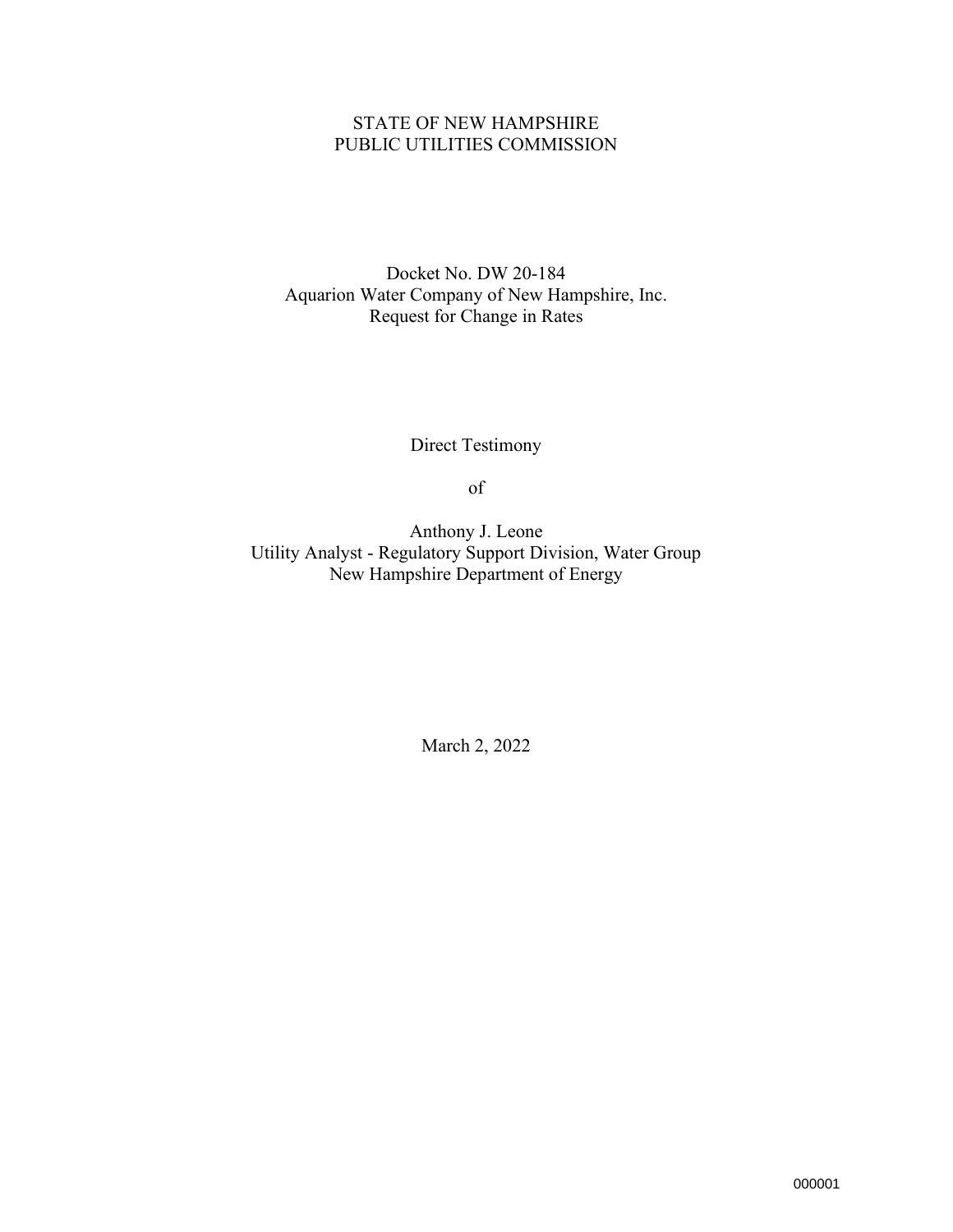STATE OF NEW HAMPSHIRE
PUBLIC UTILITIES COMMISSION

Docket No. DW 20-184
Aquarion Water Company of New Hampshire, Inc.
Request for Change in Rates

Direct Testimony

of

Anthony J. Leone
Utility Analyst - Regulatory Support Division, Water Group
New Hampshire Department of Energy

March 2, 2022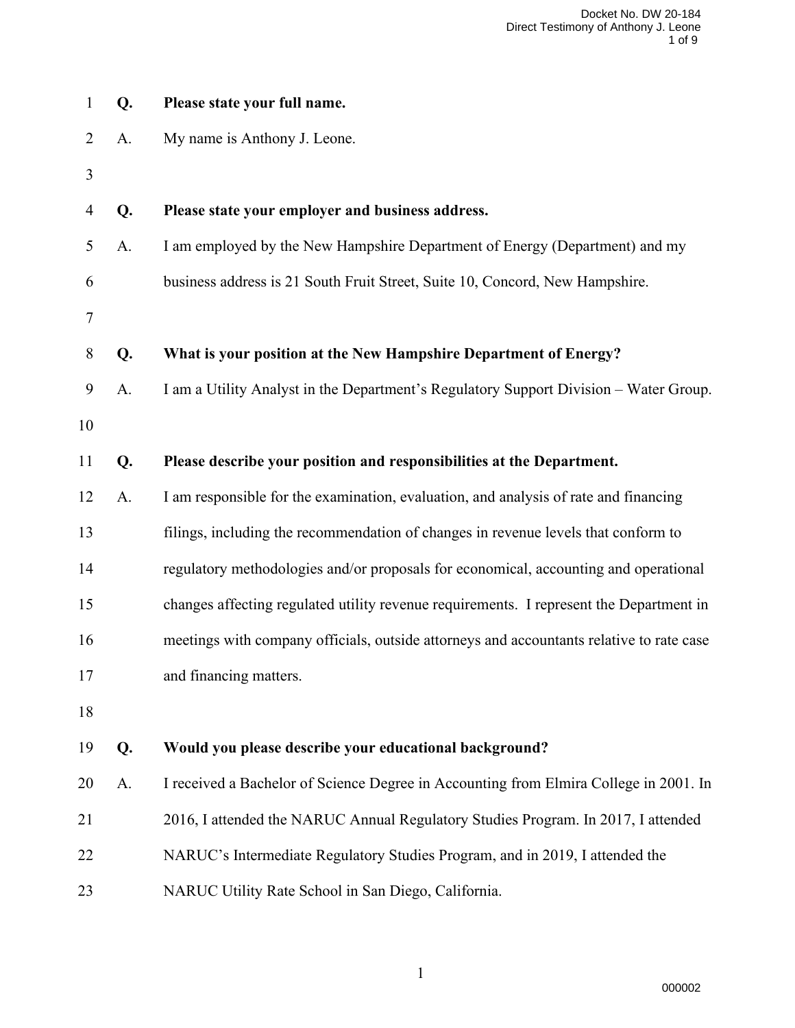**Q. Please state your full name.**

A. My name is Anthony J. Leone.

**Q. Please state your employer and business address.**

A. I am employed by the New Hampshire Department of Energy (Department) and my business address is 21 South Fruit Street, Suite 10, Concord, New Hampshire.

**Q. What is your position at the New Hampshire Department of Energy?**

A. I am a Utility Analyst in the Department's Regulatory Support Division – Water Group.

**Q. Please describe your position and responsibilities at the Department.**

A. I am responsible for the examination, evaluation, and analysis of rate and financing filings, including the recommendation of changes in revenue levels that conform to regulatory methodologies and/or proposals for economical, accounting and operational changes affecting regulated utility revenue requirements. I represent the Department in meetings with company officials, outside attorneys and accountants relative to rate case and financing matters.

**Q. Would you please describe your educational background?**

A. I received a Bachelor of Science Degree in Accounting from Elmira College in 2001. In 2016, I attended the NARUC Annual Regulatory Studies Program. In 2017, I attended NARUC's Intermediate Regulatory Studies Program, and in 2019, I attended the NARUC Utility Rate School in San Diego, California.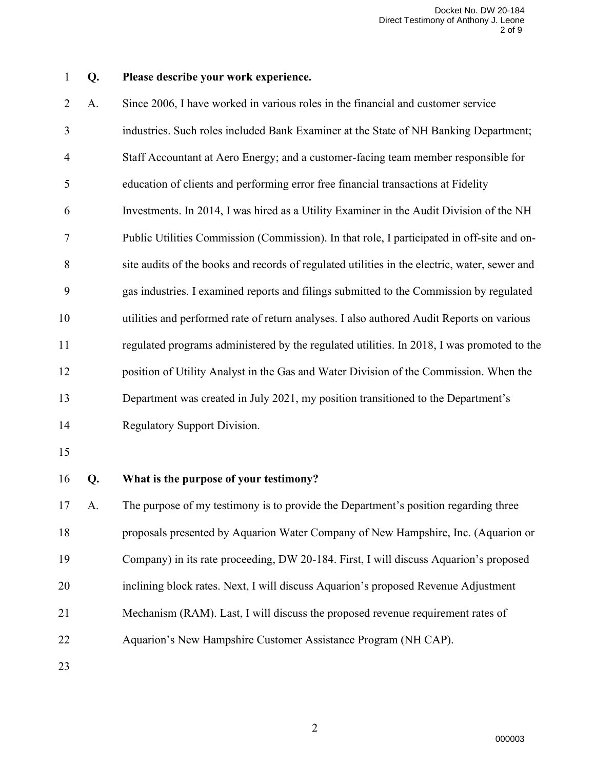**Q. Please describe your work experience.**

A. Since 2006, I have worked in various roles in the financial and customer service industries. Such roles included Bank Examiner at the State of NH Banking Department; Staff Accountant at Aero Energy; and a customer-facing team member responsible for education of clients and performing error free financial transactions at Fidelity Investments. In 2014, I was hired as a Utility Examiner in the Audit Division of the NH Public Utilities Commission (Commission). In that role, I participated in off-site and on-site audits of the books and records of regulated utilities in the electric, water, sewer and gas industries. I examined reports and filings submitted to the Commission by regulated utilities and performed rate of return analyses. I also authored Audit Reports on various regulated programs administered by the regulated utilities. In 2018, I was promoted to the position of Utility Analyst in the Gas and Water Division of the Commission. When the Department was created in July 2021, my position transitioned to the Department's Regulatory Support Division.

**Q. What is the purpose of your testimony?**

A. The purpose of my testimony is to provide the Department's position regarding three proposals presented by Aquarion Water Company of New Hampshire, Inc. (Aquarion or Company) in its rate proceeding, DW 20-184. First, I will discuss Aquarion's proposed inclining block rates. Next, I will discuss Aquarion's proposed Revenue Adjustment Mechanism (RAM). Last, I will discuss the proposed revenue requirement rates of Aquarion's New Hampshire Customer Assistance Program (NH CAP).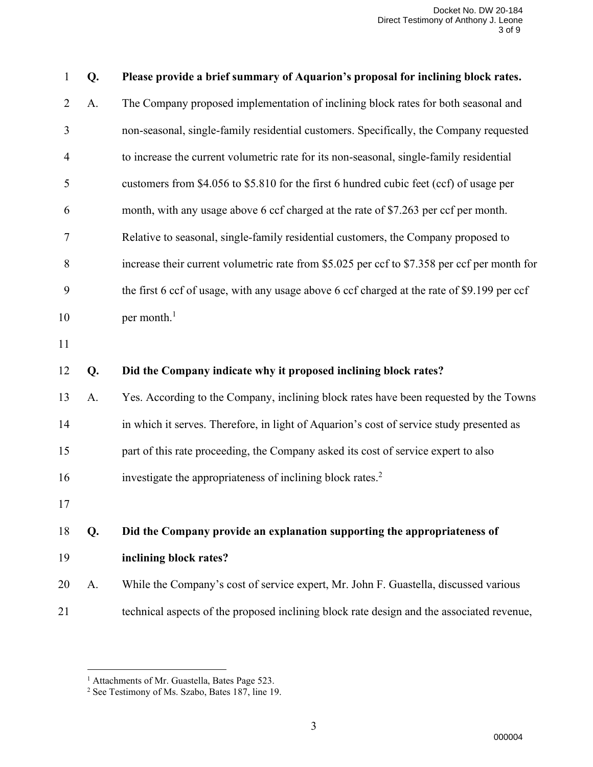**Q. Please provide a brief summary of Aquarion's proposal for inclining block rates.**

A. The Company proposed implementation of inclining block rates for both seasonal and non-seasonal, single-family residential customers. Specifically, the Company requested to increase the current volumetric rate for its non-seasonal, single-family residential customers from $4.056 to $5.810 for the first 6 hundred cubic feet (ccf) of usage per month, with any usage above 6 ccf charged at the rate of $7.263 per ccf per month. Relative to seasonal, single-family residential customers, the Company proposed to increase their current volumetric rate from $5.025 per ccf to $7.358 per ccf per month for the first 6 ccf of usage, with any usage above 6 ccf charged at the rate of $9.199 per ccf per month.[1]

**Q. Did the Company indicate why it proposed inclining block rates?**

A. Yes. According to the Company, inclining block rates have been requested by the Towns in which it serves. Therefore, in light of Aquarion's cost of service study presented as part of this rate proceeding, the Company asked its cost of service expert to also investigate the appropriateness of inclining block rates.[2]

**Q. Did the Company provide an explanation supporting the appropriateness of inclining block rates?**

A. While the Company's cost of service expert, Mr. John F. Guastella, discussed various technical aspects of the proposed inclining block rate design and the associated revenue,

---

[1] Attachments of Mr. Guastella, Bates Page 523.

[2] See Testimony of Ms. Szabo, Bates 187, line 19.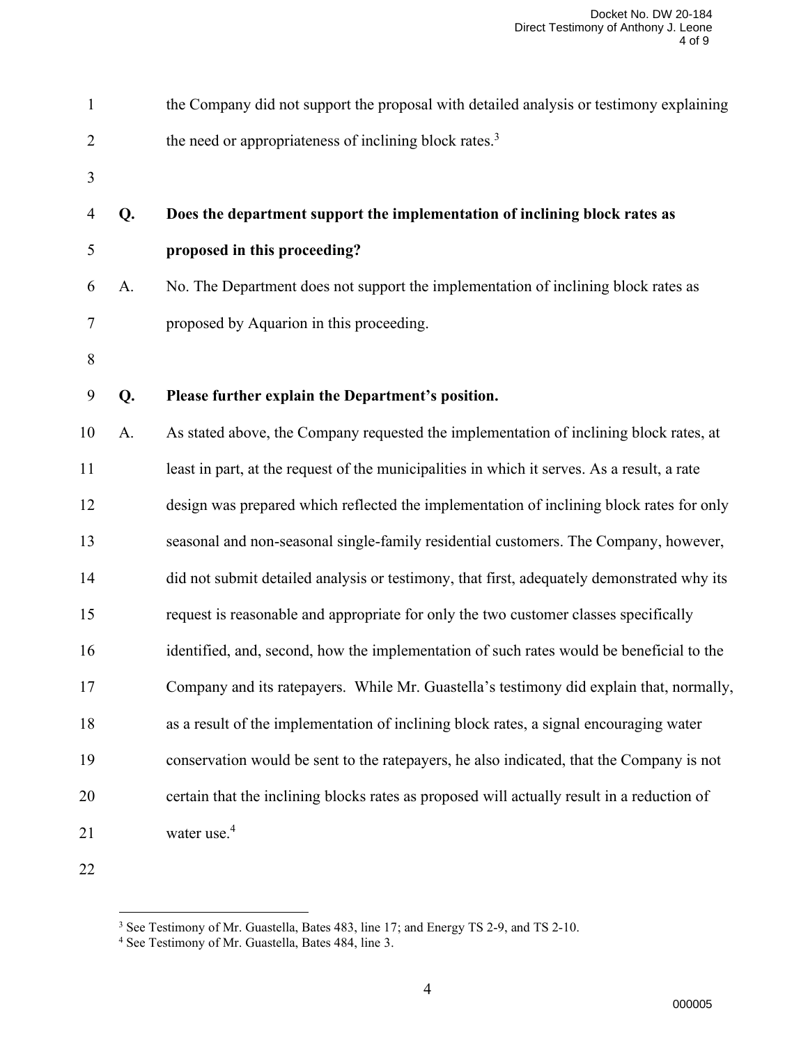the Company did not support the proposal with detailed analysis or testimony explaining the need or appropriateness of inclining block rates.[3]

**Q. Does the department support the implementation of inclining block rates as proposed in this proceeding?**

A. No. The Department does not support the implementation of inclining block rates as proposed by Aquarion in this proceeding.

**Q. Please further explain the Department's position.**

A. As stated above, the Company requested the implementation of inclining block rates, at least in part, at the request of the municipalities in which it serves. As a result, a rate design was prepared which reflected the implementation of inclining block rates for only seasonal and non-seasonal single-family residential customers. The Company, however, did not submit detailed analysis or testimony, that first, adequately demonstrated why its request is reasonable and appropriate for only the two customer classes specifically identified, and, second, how the implementation of such rates would be beneficial to the Company and its ratepayers. While Mr. Guastella's testimony did explain that, normally, as a result of the implementation of inclining block rates, a signal encouraging water conservation would be sent to the ratepayers, he also indicated, that the Company is not certain that the inclining blocks rates as proposed will actually result in a reduction of water use.[4]

---

[3] See Testimony of Mr. Guastella, Bates 483, line 17; and Energy TS 2-9, and TS 2-10.

[4] See Testimony of Mr. Guastella, Bates 484, line 3.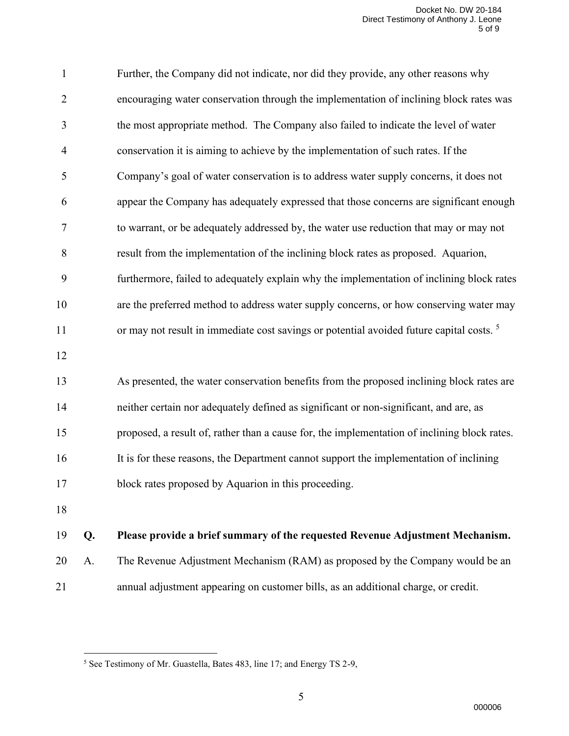Further, the Company did not indicate, nor did they provide, any other reasons why encouraging water conservation through the implementation of inclining block rates was the most appropriate method. The Company also failed to indicate the level of water conservation it is aiming to achieve by the implementation of such rates. If the Company's goal of water conservation is to address water supply concerns, it does not appear the Company has adequately expressed that those concerns are significant enough to warrant, or be adequately addressed by, the water use reduction that may or may not result from the implementation of the inclining block rates as proposed. Aquarion, furthermore, failed to adequately explain why the implementation of inclining block rates are the preferred method to address water supply concerns, or how conserving water may or may not result in immediate cost savings or potential avoided future capital costs. [5]

As presented, the water conservation benefits from the proposed inclining block rates are neither certain nor adequately defined as significant or non-significant, and are, as proposed, a result of, rather than a cause for, the implementation of inclining block rates. It is for these reasons, the Department cannot support the implementation of inclining block rates proposed by Aquarion in this proceeding.

**Q. Please provide a brief summary of the requested Revenue Adjustment Mechanism.**

A. The Revenue Adjustment Mechanism (RAM) as proposed by the Company would be an annual adjustment appearing on customer bills, as an additional charge, or credit.

---

[5] See Testimony of Mr. Guastella, Bates 483, line 17; and Energy TS 2-9,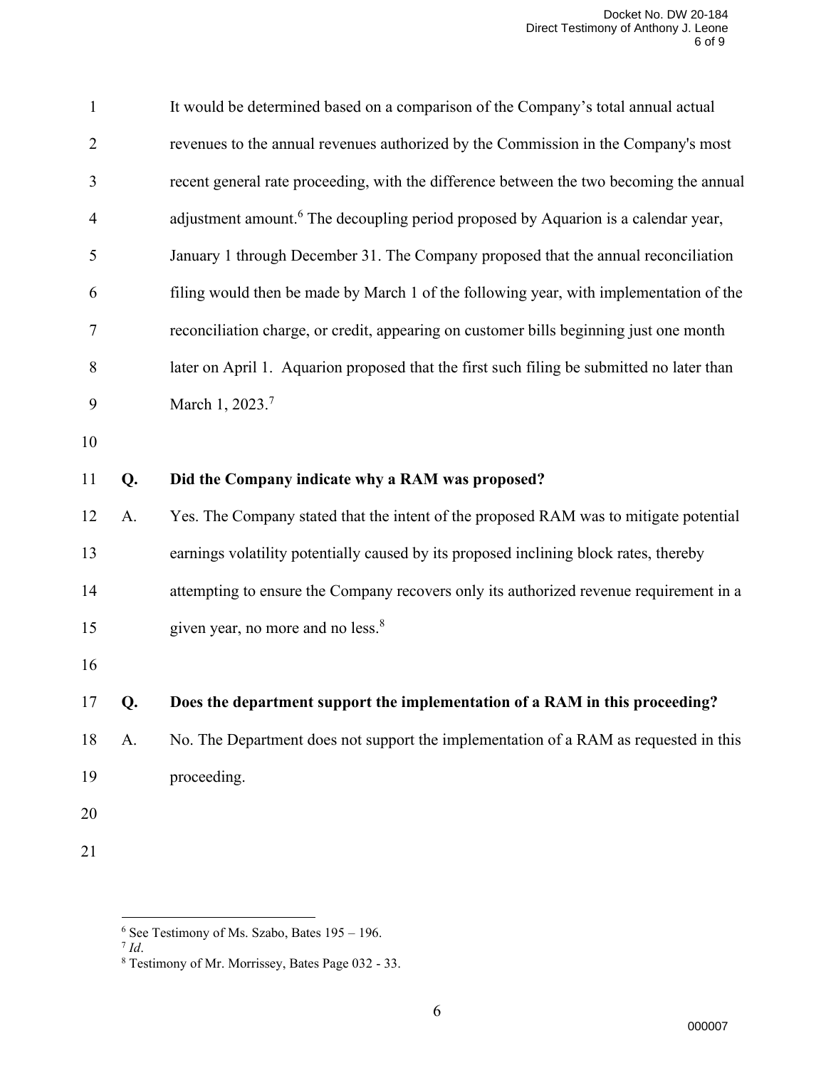It would be determined based on a comparison of the Company's total annual actual revenues to the annual revenues authorized by the Commission in the Company's most recent general rate proceeding, with the difference between the two becoming the annual adjustment amount.[6] The decoupling period proposed by Aquarion is a calendar year, January 1 through December 31. The Company proposed that the annual reconciliation filing would then be made by March 1 of the following year, with implementation of the reconciliation charge, or credit, appearing on customer bills beginning just one month later on April 1. Aquarion proposed that the first such filing be submitted no later than March 1, 2023.[7]

**Q. Did the Company indicate why a RAM was proposed?**

A. Yes. The Company stated that the intent of the proposed RAM was to mitigate potential earnings volatility potentially caused by its proposed inclining block rates, thereby attempting to ensure the Company recovers only its authorized revenue requirement in a given year, no more and no less.[8]

**Q. Does the department support the implementation of a RAM in this proceeding?**

A. No. The Department does not support the implementation of a RAM as requested in this proceeding.

---

[6] See Testimony of Ms. Szabo, Bates 195 – 196.

[7] *Id*.

[8] Testimony of Mr. Morrissey, Bates Page 032 - 33.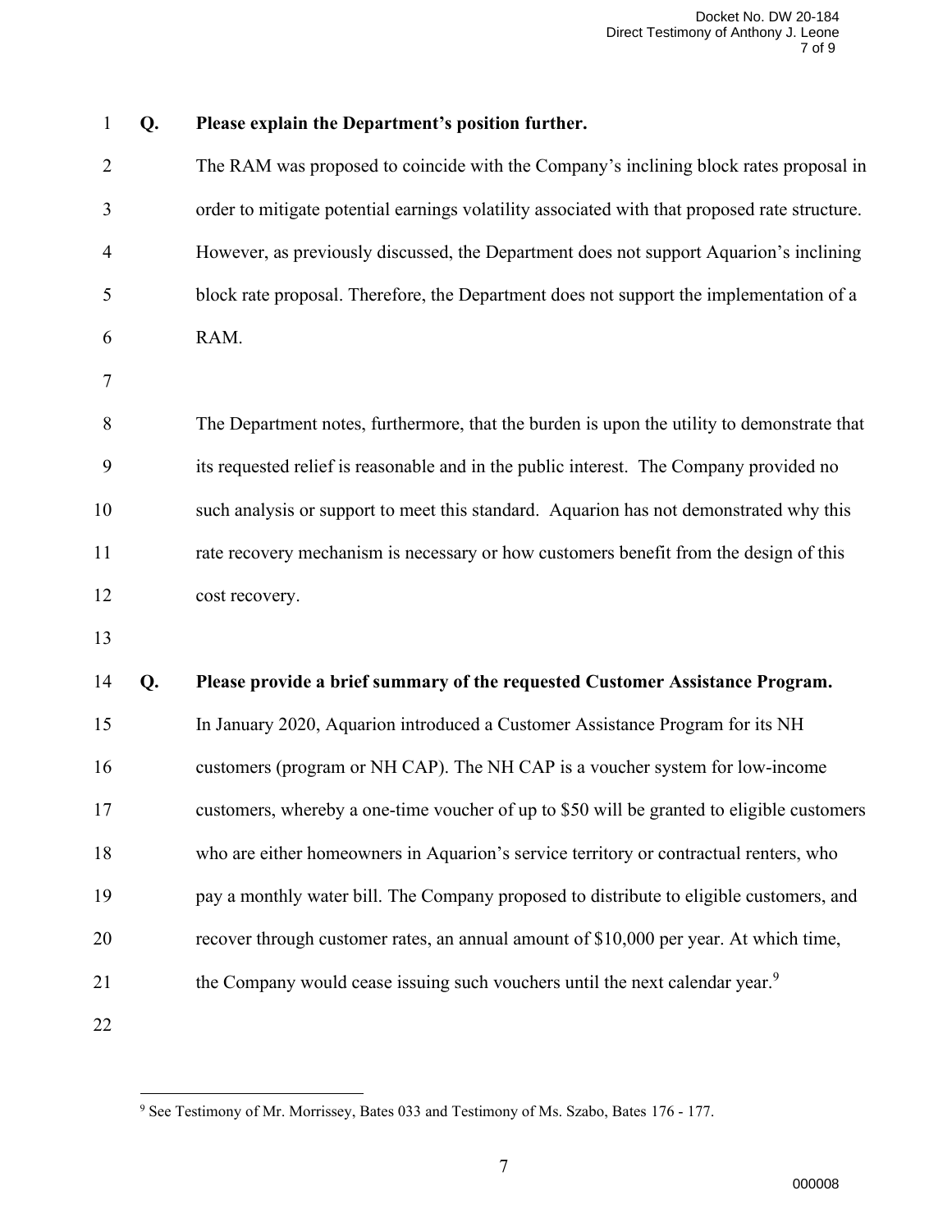**Q. Please explain the Department's position further.**

The RAM was proposed to coincide with the Company's inclining block rates proposal in order to mitigate potential earnings volatility associated with that proposed rate structure. However, as previously discussed, the Department does not support Aquarion's inclining block rate proposal. Therefore, the Department does not support the implementation of a RAM.

The Department notes, furthermore, that the burden is upon the utility to demonstrate that its requested relief is reasonable and in the public interest. The Company provided no such analysis or support to meet this standard. Aquarion has not demonstrated why this rate recovery mechanism is necessary or how customers benefit from the design of this cost recovery.

**Q. Please provide a brief summary of the requested Customer Assistance Program.**

In January 2020, Aquarion introduced a Customer Assistance Program for its NH customers (program or NH CAP). The NH CAP is a voucher system for low-income customers, whereby a one-time voucher of up to $50 will be granted to eligible customers who are either homeowners in Aquarion's service territory or contractual renters, who pay a monthly water bill. The Company proposed to distribute to eligible customers, and recover through customer rates, an annual amount of $10,000 per year. At which time, the Company would cease issuing such vouchers until the next calendar year.[9]

[9] See Testimony of Mr. Morrissey, Bates 033 and Testimony of Ms. Szabo, Bates 176 - 177.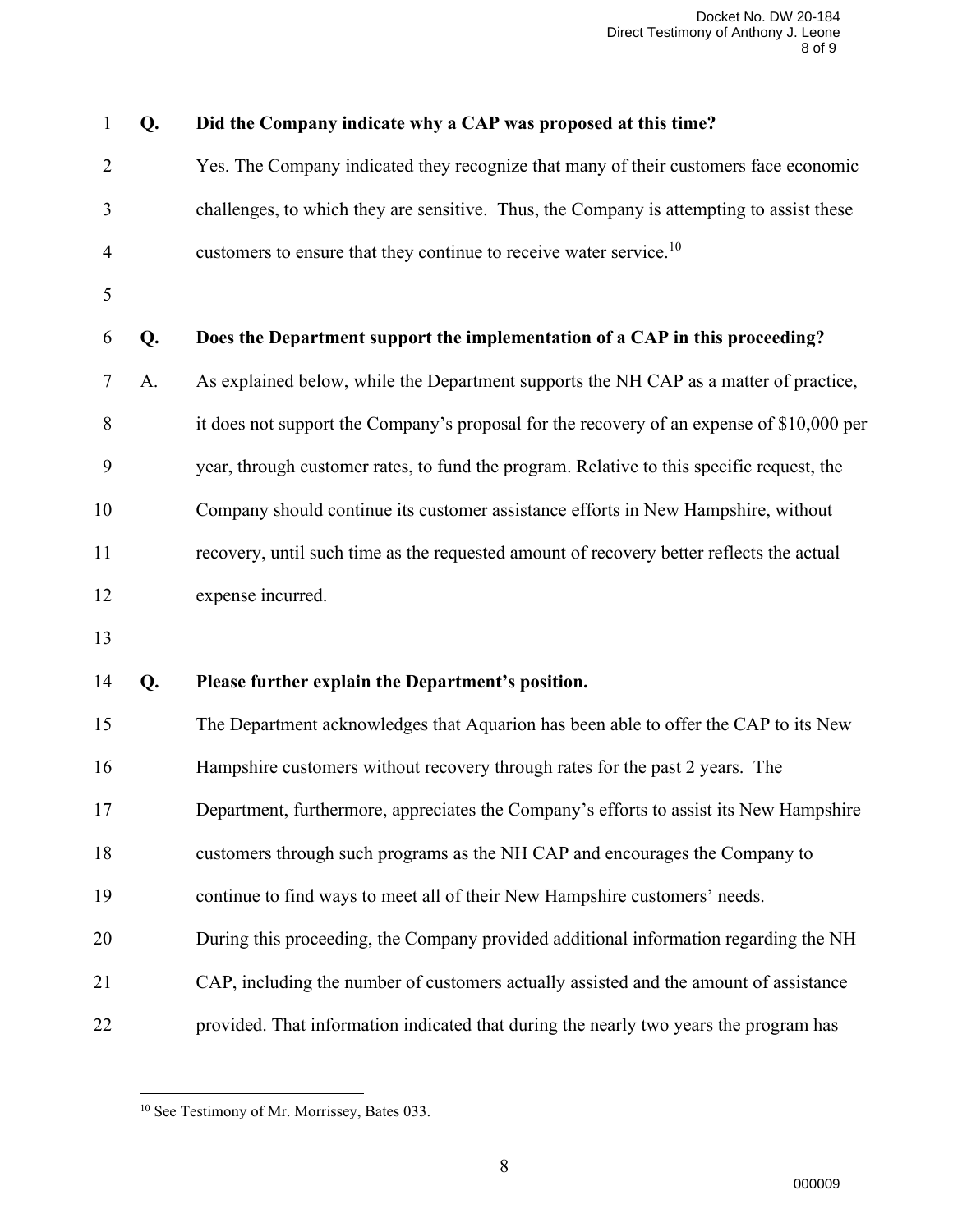**Q. Did the Company indicate why a CAP was proposed at this time?**

Yes. The Company indicated they recognize that many of their customers face economic challenges, to which they are sensitive. Thus, the Company is attempting to assist these customers to ensure that they continue to receive water service.[10]

**Q. Does the Department support the implementation of a CAP in this proceeding?**

A. As explained below, while the Department supports the NH CAP as a matter of practice, it does not support the Company's proposal for the recovery of an expense of $10,000 per year, through customer rates, to fund the program. Relative to this specific request, the Company should continue its customer assistance efforts in New Hampshire, without recovery, until such time as the requested amount of recovery better reflects the actual expense incurred.

**Q. Please further explain the Department's position.**

The Department acknowledges that Aquarion has been able to offer the CAP to its New Hampshire customers without recovery through rates for the past 2 years. The Department, furthermore, appreciates the Company's efforts to assist its New Hampshire customers through such programs as the NH CAP and encourages the Company to continue to find ways to meet all of their New Hampshire customers' needs.

During this proceeding, the Company provided additional information regarding the NH CAP, including the number of customers actually assisted and the amount of assistance provided. That information indicated that during the nearly two years the program has

---

[10] See Testimony of Mr. Morrissey, Bates 033.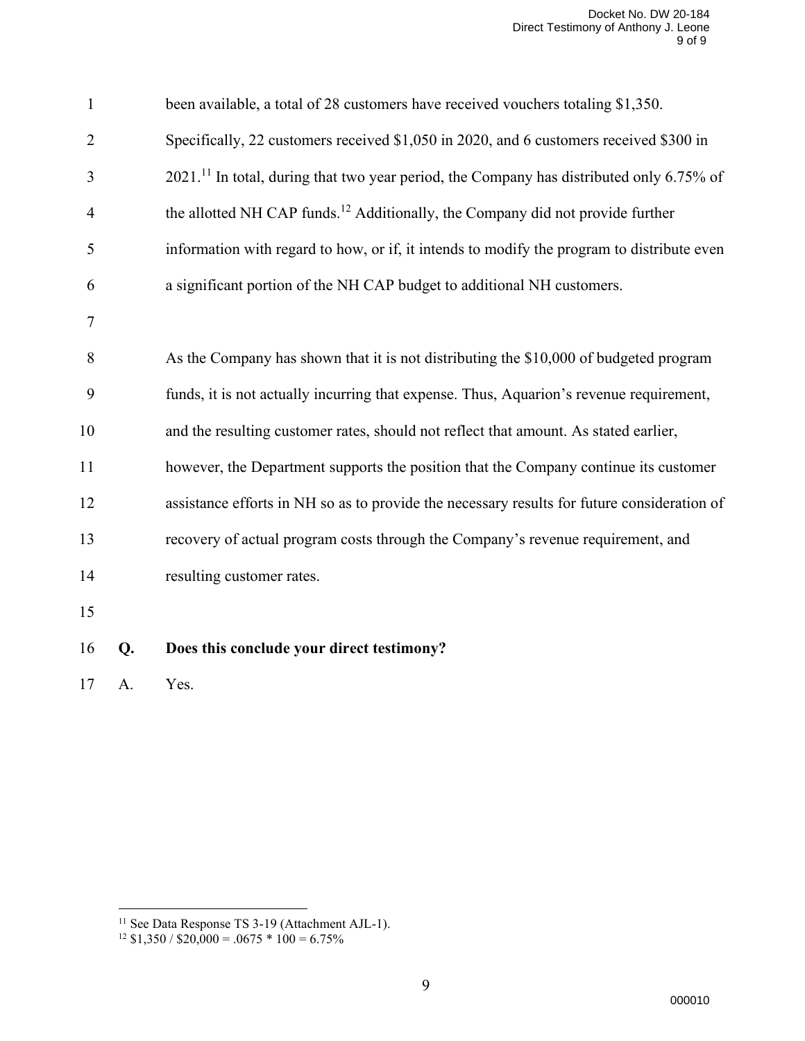been available, a total of 28 customers have received vouchers totaling $1,350. Specifically, 22 customers received $1,050 in 2020, and 6 customers received $300 in 2021.[11] In total, during that two year period, the Company has distributed only 6.75% of the allotted NH CAP funds.[12] Additionally, the Company did not provide further information with regard to how, or if, it intends to modify the program to distribute even a significant portion of the NH CAP budget to additional NH customers.

As the Company has shown that it is not distributing the $10,000 of budgeted program funds, it is not actually incurring that expense. Thus, Aquarion's revenue requirement, and the resulting customer rates, should not reflect that amount. As stated earlier, however, the Department supports the position that the Company continue its customer assistance efforts in NH so as to provide the necessary results for future consideration of recovery of actual program costs through the Company's revenue requirement, and resulting customer rates.

**Q. Does this conclude your direct testimony?**

A. Yes.

---

[11] See Data Response TS 3-19 (Attachment AJL-1).

[12] $1,350 / $20,000 = .0675 * 100 = 6.75%